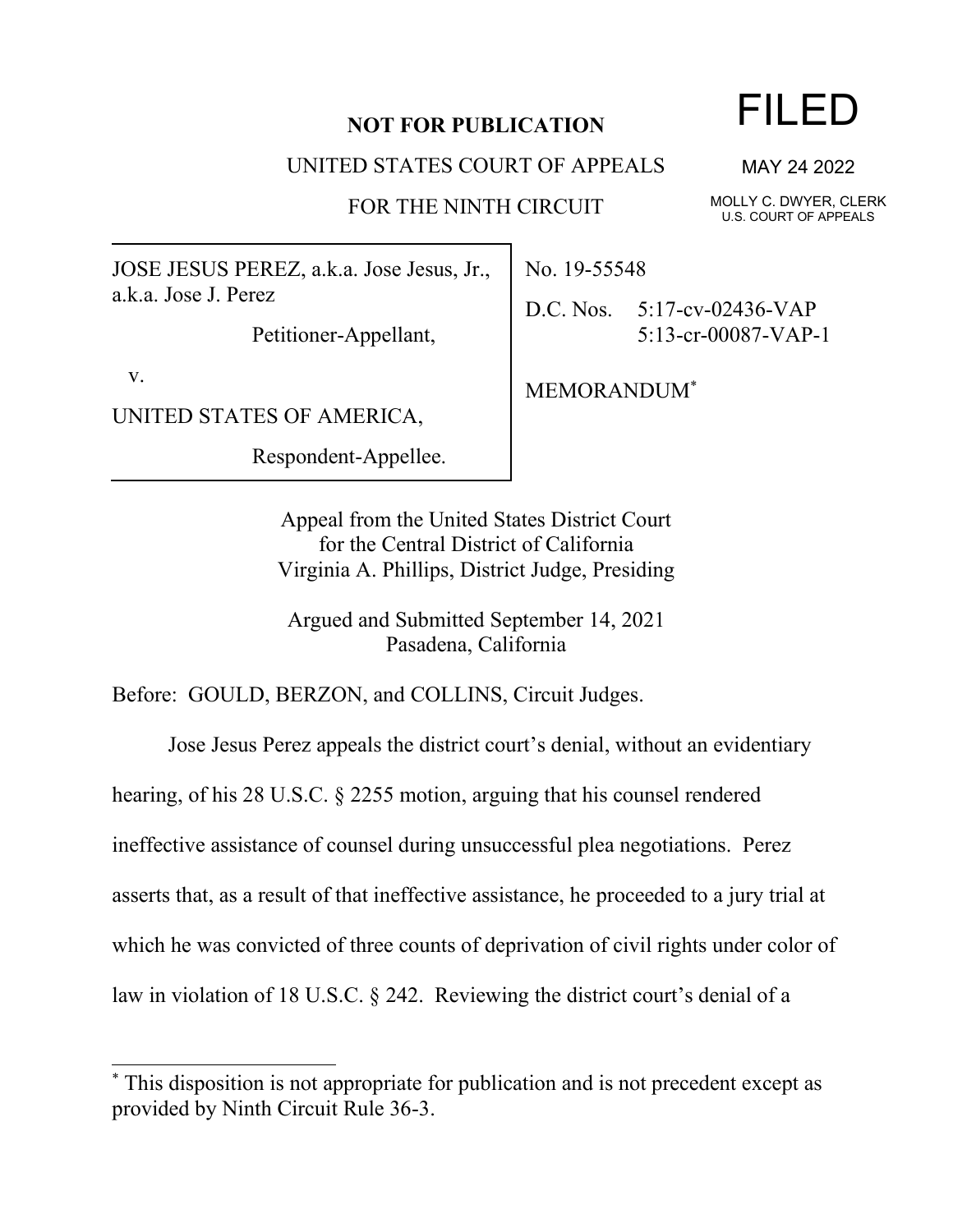**NOT FOR PUBLICATION**

UNITED STATES COURT OF APPEALS

FOR THE NINTH CIRCUIT

FILED

MAY 24 2022

MOLLY C. DWYER, CLERK
U.S. COURT OF APPEALS

JOSE JESUS PEREZ, a.k.a. Jose Jesus, Jr., a.k.a. Jose J. Perez

Petitioner-Appellant,

v.

UNITED STATES OF AMERICA,

Respondent-Appellee.

No. 19-55548

D.C. Nos. 5:17-cv-02436-VAP
5:13-cr-00087-VAP-1

MEMORANDUM*

Appeal from the United States District Court
for the Central District of California
Virginia A. Phillips, District Judge, Presiding

Argued and Submitted September 14, 2021
Pasadena, California

Before: GOULD, BERZON, and COLLINS, Circuit Judges.

Jose Jesus Perez appeals the district court's denial, without an evidentiary hearing, of his 28 U.S.C. § 2255 motion, arguing that his counsel rendered ineffective assistance of counsel during unsuccessful plea negotiations. Perez asserts that, as a result of that ineffective assistance, he proceeded to a jury trial at which he was convicted of three counts of deprivation of civil rights under color of law in violation of 18 U.S.C. § 242. Reviewing the district court's denial of a

* This disposition is not appropriate for publication and is not precedent except as provided by Ninth Circuit Rule 36-3.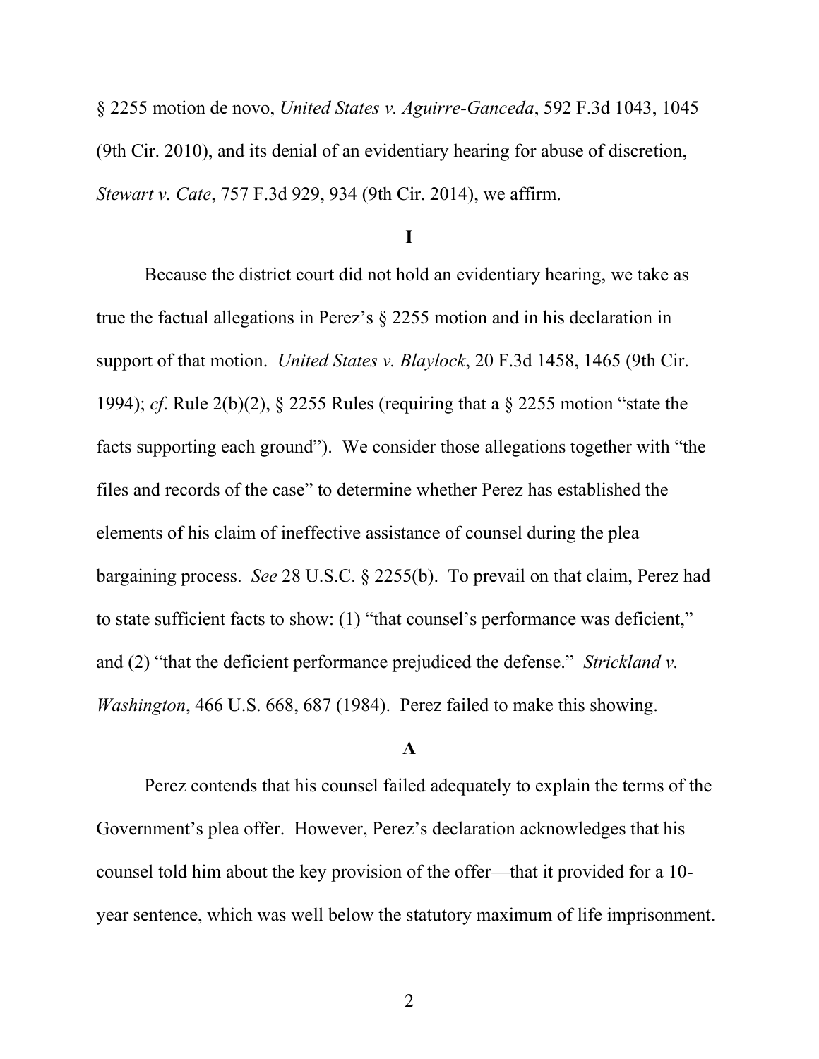§ 2255 motion de novo, *United States v. Aguirre-Ganceda*, 592 F.3d 1043, 1045 (9th Cir. 2010), and its denial of an evidentiary hearing for abuse of discretion, *Stewart v. Cate*, 757 F.3d 929, 934 (9th Cir. 2014), we affirm.

## I

Because the district court did not hold an evidentiary hearing, we take as true the factual allegations in Perez's § 2255 motion and in his declaration in support of that motion. *United States v. Blaylock*, 20 F.3d 1458, 1465 (9th Cir. 1994); *cf*. Rule 2(b)(2), § 2255 Rules (requiring that a § 2255 motion "state the facts supporting each ground"). We consider those allegations together with "the files and records of the case" to determine whether Perez has established the elements of his claim of ineffective assistance of counsel during the plea bargaining process. *See* 28 U.S.C. § 2255(b). To prevail on that claim, Perez had to state sufficient facts to show: (1) "that counsel's performance was deficient," and (2) "that the deficient performance prejudiced the defense." *Strickland v. Washington*, 466 U.S. 668, 687 (1984). Perez failed to make this showing.

### A

Perez contends that his counsel failed adequately to explain the terms of the Government's plea offer. However, Perez's declaration acknowledges that his counsel told him about the key provision of the offer—that it provided for a 10-year sentence, which was well below the statutory maximum of life imprisonment.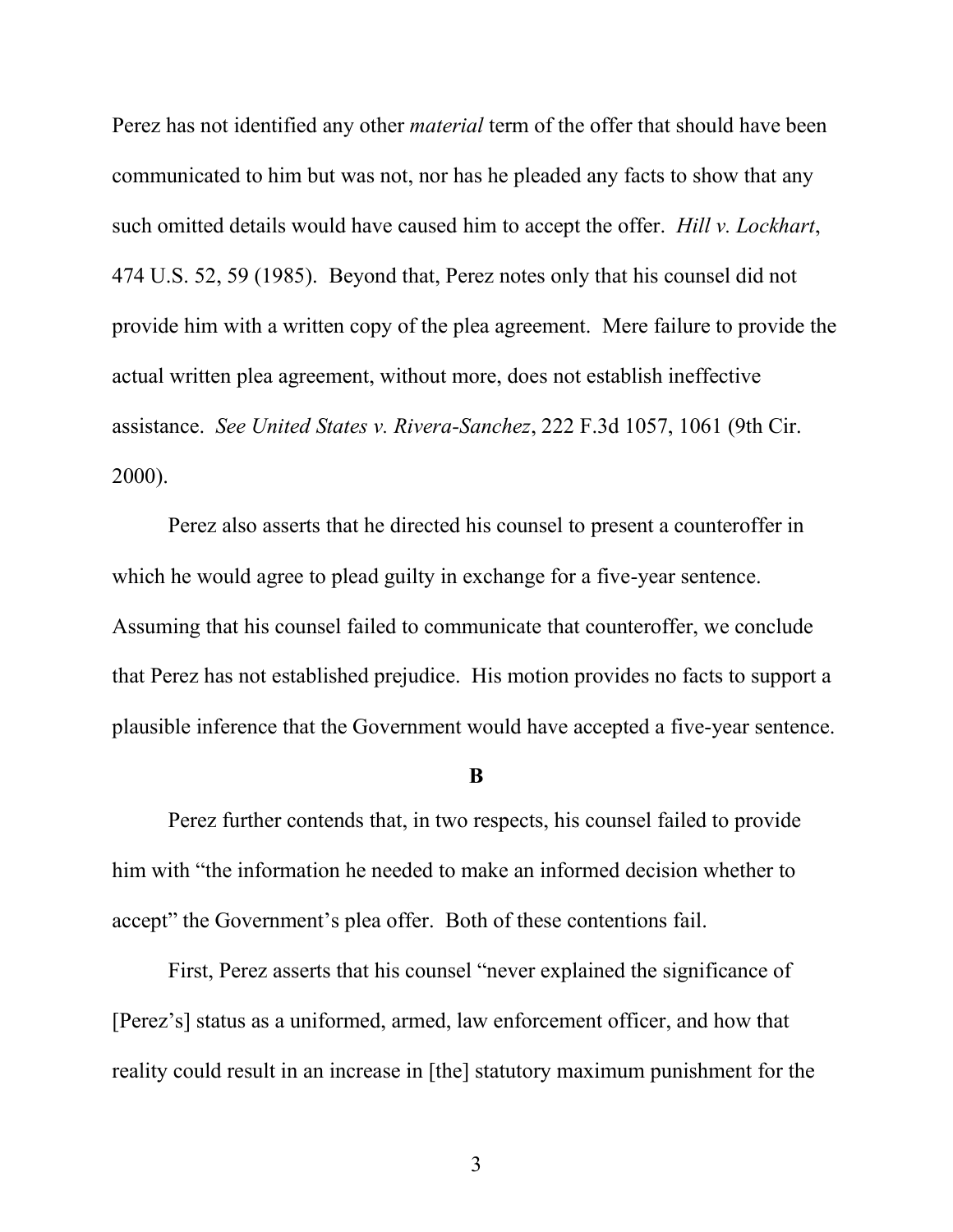Perez has not identified any other *material* term of the offer that should have been communicated to him but was not, nor has he pleaded any facts to show that any such omitted details would have caused him to accept the offer. *Hill v. Lockhart*, 474 U.S. 52, 59 (1985). Beyond that, Perez notes only that his counsel did not provide him with a written copy of the plea agreement. Mere failure to provide the actual written plea agreement, without more, does not establish ineffective assistance. *See United States v. Rivera-Sanchez*, 222 F.3d 1057, 1061 (9th Cir. 2000).

Perez also asserts that he directed his counsel to present a counteroffer in which he would agree to plead guilty in exchange for a five-year sentence. Assuming that his counsel failed to communicate that counteroffer, we conclude that Perez has not established prejudice. His motion provides no facts to support a plausible inference that the Government would have accepted a five-year sentence.

### B

Perez further contends that, in two respects, his counsel failed to provide him with "the information he needed to make an informed decision whether to accept" the Government's plea offer. Both of these contentions fail.

First, Perez asserts that his counsel "never explained the significance of [Perez's] status as a uniformed, armed, law enforcement officer, and how that reality could result in an increase in [the] statutory maximum punishment for the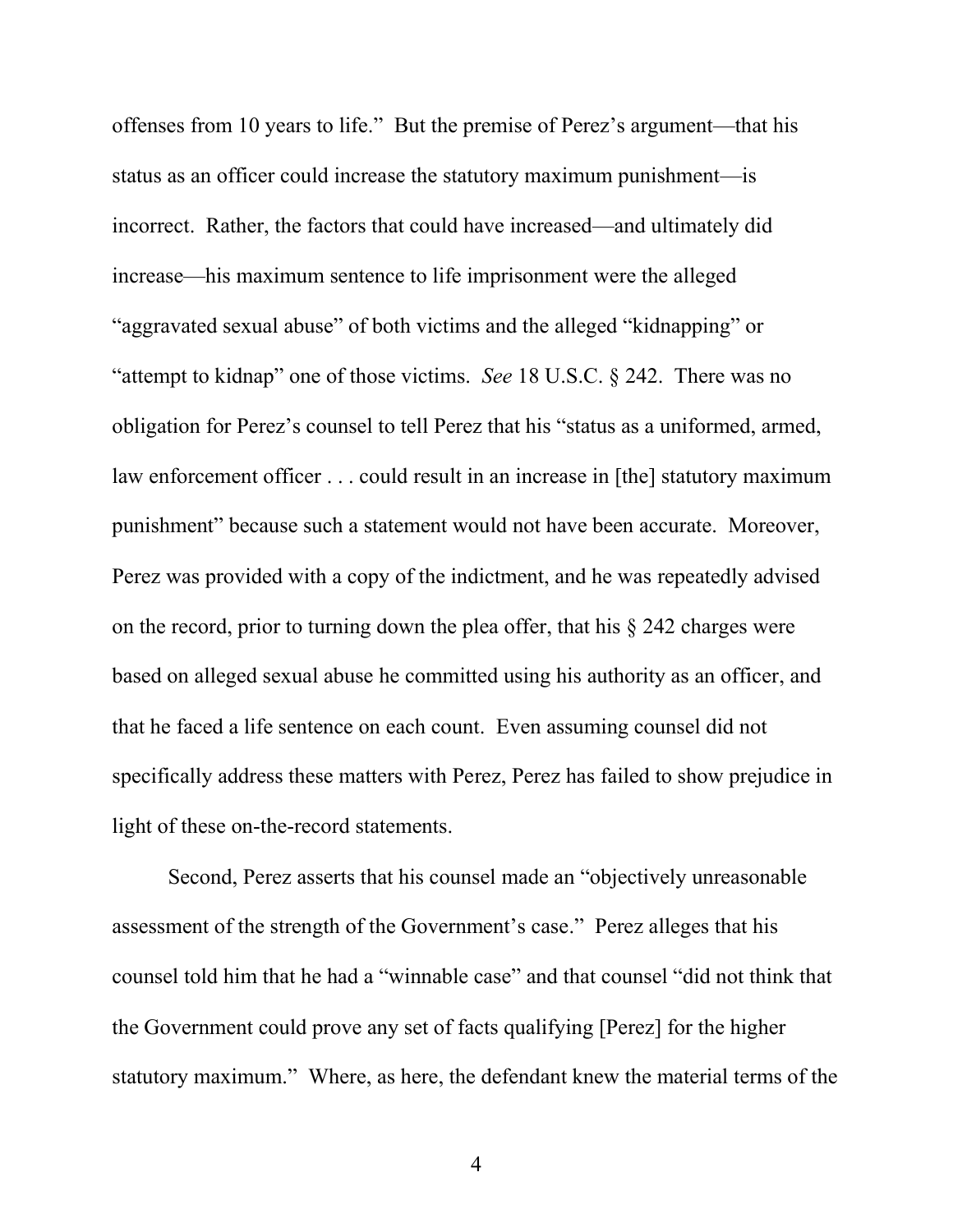offenses from 10 years to life." But the premise of Perez's argument—that his status as an officer could increase the statutory maximum punishment—is incorrect. Rather, the factors that could have increased—and ultimately did increase—his maximum sentence to life imprisonment were the alleged "aggravated sexual abuse" of both victims and the alleged "kidnapping" or "attempt to kidnap" one of those victims. *See* 18 U.S.C. § 242. There was no obligation for Perez's counsel to tell Perez that his "status as a uniformed, armed, law enforcement officer . . . could result in an increase in [the] statutory maximum punishment" because such a statement would not have been accurate. Moreover, Perez was provided with a copy of the indictment, and he was repeatedly advised on the record, prior to turning down the plea offer, that his § 242 charges were based on alleged sexual abuse he committed using his authority as an officer, and that he faced a life sentence on each count. Even assuming counsel did not specifically address these matters with Perez, Perez has failed to show prejudice in light of these on-the-record statements.

Second, Perez asserts that his counsel made an "objectively unreasonable assessment of the strength of the Government's case." Perez alleges that his counsel told him that he had a "winnable case" and that counsel "did not think that the Government could prove any set of facts qualifying [Perez] for the higher statutory maximum." Where, as here, the defendant knew the material terms of the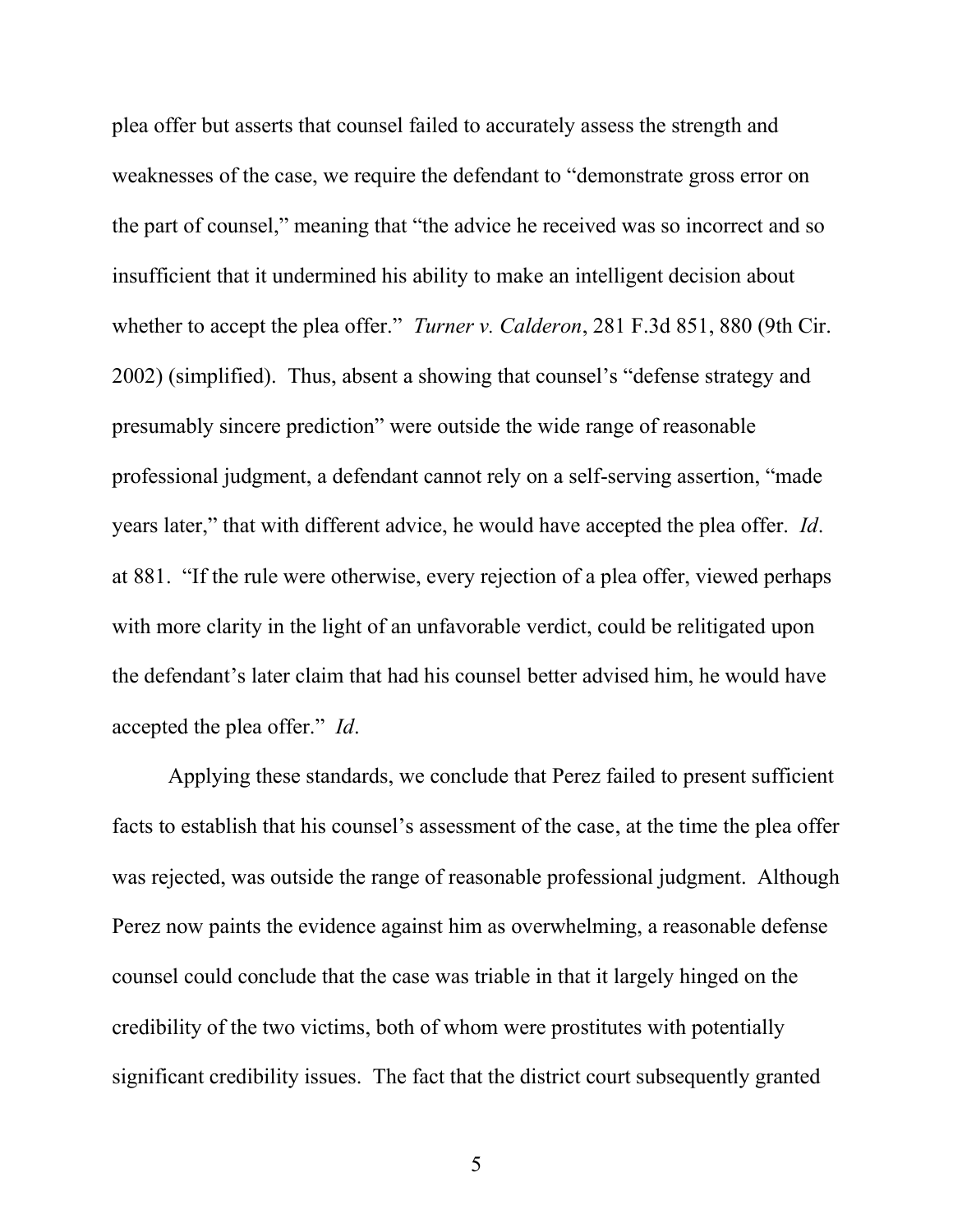plea offer but asserts that counsel failed to accurately assess the strength and weaknesses of the case, we require the defendant to "demonstrate gross error on the part of counsel," meaning that "the advice he received was so incorrect and so insufficient that it undermined his ability to make an intelligent decision about whether to accept the plea offer." *Turner v. Calderon*, 281 F.3d 851, 880 (9th Cir. 2002) (simplified). Thus, absent a showing that counsel's "defense strategy and presumably sincere prediction" were outside the wide range of reasonable professional judgment, a defendant cannot rely on a self-serving assertion, "made years later," that with different advice, he would have accepted the plea offer. *Id*. at 881. "If the rule were otherwise, every rejection of a plea offer, viewed perhaps with more clarity in the light of an unfavorable verdict, could be relitigated upon the defendant's later claim that had his counsel better advised him, he would have accepted the plea offer." *Id*.

Applying these standards, we conclude that Perez failed to present sufficient facts to establish that his counsel's assessment of the case, at the time the plea offer was rejected, was outside the range of reasonable professional judgment. Although Perez now paints the evidence against him as overwhelming, a reasonable defense counsel could conclude that the case was triable in that it largely hinged on the credibility of the two victims, both of whom were prostitutes with potentially significant credibility issues. The fact that the district court subsequently granted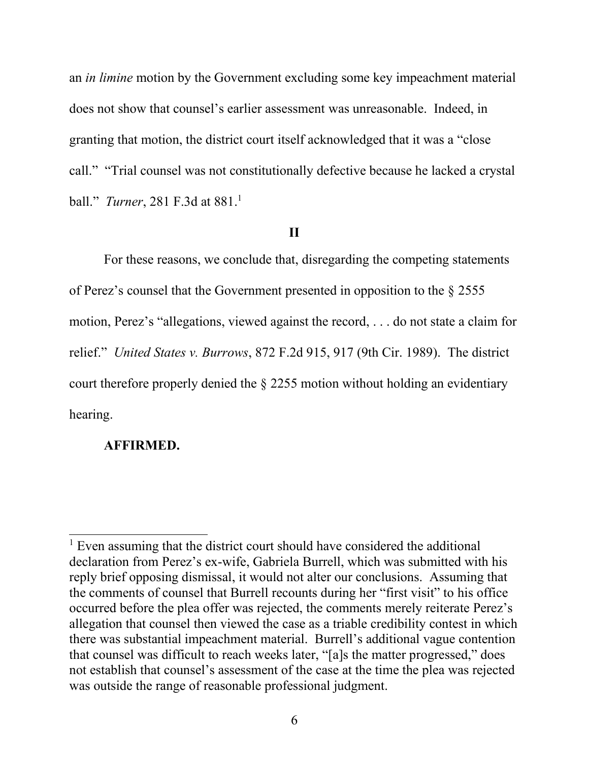an *in limine* motion by the Government excluding some key impeachment material does not show that counsel's earlier assessment was unreasonable. Indeed, in granting that motion, the district court itself acknowledged that it was a "close call." "Trial counsel was not constitutionally defective because he lacked a crystal ball." *Turner*, 281 F.3d at 881.[1]

**II**

For these reasons, we conclude that, disregarding the competing statements of Perez's counsel that the Government presented in opposition to the § 2555 motion, Perez's "allegations, viewed against the record, . . . do not state a claim for relief." *United States v. Burrows*, 872 F.2d 915, 917 (9th Cir. 1989). The district court therefore properly denied the § 2255 motion without holding an evidentiary hearing.

**AFFIRMED.**

---

[1] Even assuming that the district court should have considered the additional declaration from Perez's ex-wife, Gabriela Burrell, which was submitted with his reply brief opposing dismissal, it would not alter our conclusions. Assuming that the comments of counsel that Burrell recounts during her "first visit" to his office occurred before the plea offer was rejected, the comments merely reiterate Perez's allegation that counsel then viewed the case as a triable credibility contest in which there was substantial impeachment material. Burrell's additional vague contention that counsel was difficult to reach weeks later, "[a]s the matter progressed," does not establish that counsel's assessment of the case at the time the plea was rejected was outside the range of reasonable professional judgment.